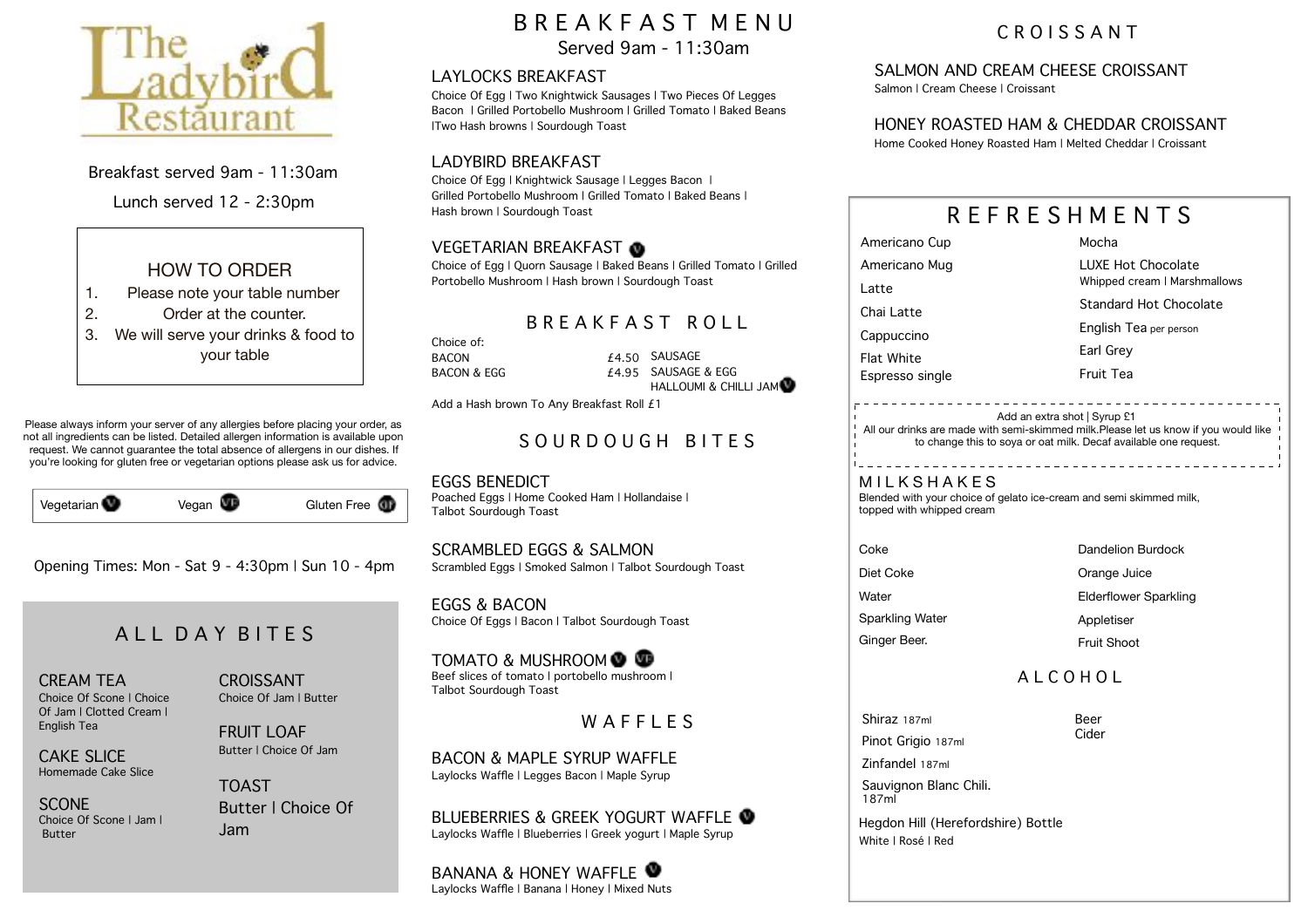# The Ladybird Restaurant

Breakfast served 9am - 11:30am

Lunch served 12 - 2:30pm

## HOW TO ORDER

1. Please note your table number
2. Order at the counter.
3. We will serve your drinks & food to your table

Please always inform your server of any allergies before placing your order, as not all ingredients can be listed. Detailed allergen information is available upon request. We cannot guarantee the total absence of allergens in our dishes. If you're looking for gluten free or vegetarian options please ask us for advice.

Vegetarian (V) | Vegan (VE) | Gluten Free (GF)

Opening Times: Mon - Sat 9 - 4:30pm | Sun 10 - 4pm

## ALL DAY BITES

**CREAM TEA**
Choice Of Scone | Choice Of Jam | Clotted Cream | English Tea

**CAKE SLICE**
Homemade Cake Slice

**SCONE**
Choice Of Scone | Jam | Butter

**CROISSANT**
Choice Of Jam | Butter

**FRUIT LOAF**
Butter | Choice Of Jam

**TOAST**
Butter | Choice Of Jam

# BREAKFAST MENU

Served 9am - 11:30am

**LAYLOCKS BREAKFAST**
Choice Of Egg | Two Knightwick Sausages | Two Pieces Of Legges Bacon | Grilled Portobello Mushroom | Grilled Tomato | Baked Beans |Two Hash browns | Sourdough Toast

**LADYBIRD BREAKFAST**
Choice Of Egg | Knightwick Sausage | Legges Bacon | Grilled Portobello Mushroom | Grilled Tomato | Baked Beans | Hash brown | Sourdough Toast

**VEGETARIAN BREAKFAST** (V)
Choice of Egg | Quorn Sausage | Baked Beans | Grilled Tomato | Grilled Portobello Mushroom | Hash brown | Sourdough Toast

## BREAKFAST ROLL

Choice of:

| | | |
|---|---|---|
| BACON | £4.50 | SAUSAGE |
| BACON & EGG | £4.95 | SAUSAGE & EGG |
| | | HALLOUMI & CHILLI JAM (V) |

Add a Hash brown To Any Breakfast Roll £1

## SOURDOUGH BITES

**EGGS BENEDICT**
Poached Eggs | Home Cooked Ham | Hollandaise | Talbot Sourdough Toast

**SCRAMBLED EGGS & SALMON**
Scrambled Eggs | Smoked Salmon | Talbot Sourdough Toast

**EGGS & BACON**
Choice Of Eggs | Bacon | Talbot Sourdough Toast

**TOMATO & MUSHROOM** (V) (VE)
Beef slices of tomato | portobello mushroom | Talbot Sourdough Toast

## WAFFLES

**BACON & MAPLE SYRUP WAFFLE**
Laylocks Waffle | Legges Bacon | Maple Syrup

**BLUEBERRIES & GREEK YOGURT WAFFLE** (V)
Laylocks Waffle | Blueberries | Greek yogurt | Maple Syrup

**BANANA & HONEY WAFFLE** (V)
Laylocks Waffle | Banana | Honey | Mixed Nuts

## CROISSANT

**SALMON AND CREAM CHEESE CROISSANT**
Salmon | Cream Cheese | Croissant

**HONEY ROASTED HAM & CHEDDAR CROISSANT**
Home Cooked Honey Roasted Ham | Melted Cheddar | Croissant

## REFRESHMENTS

- Americano Cup
- Americano Mug
- Latte
- Chai Latte
- Cappuccino
- Flat White
- Espresso single
- Mocha
- LUXE Hot Chocolate – Whipped cream | Marshmallows
- Standard Hot Chocolate
- English Tea per person
- Earl Grey
- Fruit Tea

Add an extra shot | Syrup £1
All our drinks are made with semi-skimmed milk.Please let us know if you would like to change this to soya or oat milk. Decaf available one request.

### MILKSHAKES

Blended with your choice of gelato ice-cream and semi skimmed milk, topped with whipped cream

- Coke
- Diet Coke
- Water
- Sparkling Water
- Ginger Beer.
- Dandelion Burdock
- Orange Juice
- Elderflower Sparkling
- Appletiser
- Fruit Shoot

## ALCOHOL

- Shiraz 187ml
- Pinot Grigio 187ml
- Zinfandel 187ml
- Sauvignon Blanc Chili. 187ml
- Beer
- Cider

Hegdon Hill (Herefordshire) Bottle
White | Rosé | Red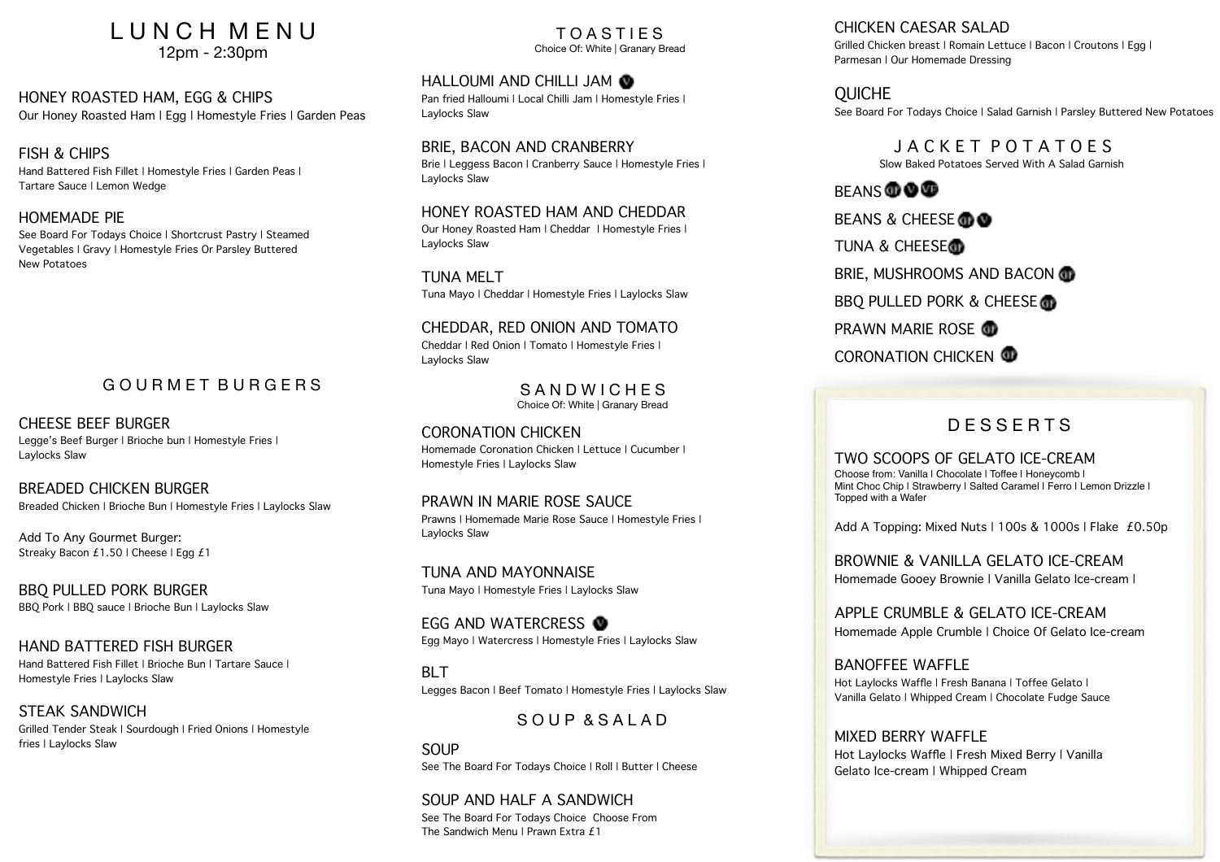# LUNCH MENU

12pm - 2:30pm

**HONEY ROASTED HAM, EGG & CHIPS**
Our Honey Roasted Ham | Egg | Homestyle Fries | Garden Peas

**FISH & CHIPS**
Hand Battered Fish Fillet | Homestyle Fries | Garden Peas | Tartare Sauce | Lemon Wedge

**HOMEMADE PIE**
See Board For Todays Choice | Shortcrust Pastry | Steamed Vegetables | Gravy | Homestyle Fries Or Parsley Buttered New Potatoes

## GOURMET BURGERS

**CHEESE BEEF BURGER**
Legge's Beef Burger | Brioche bun | Homestyle Fries | Laylocks Slaw

**BREADED CHICKEN BURGER**
Breaded Chicken | Brioche Bun | Homestyle Fries | Laylocks Slaw

Add To Any Gourmet Burger:
Streaky Bacon £1.50 | Cheese | Egg £1

**BBQ PULLED PORK BURGER**
BBQ Pork | BBQ sauce | Brioche Bun | Laylocks Slaw

**HAND BATTERED FISH BURGER**
Hand Battered Fish Fillet | Brioche Bun | Tartare Sauce | Homestyle Fries | Laylocks Slaw

**STEAK SANDWICH**
Grilled Tender Steak | Sourdough | Fried Onions | Homestyle fries | Laylocks Slaw

## TOASTIES

Choice Of: White | Granary Bread

**HALLOUMI AND CHILLI JAM** (V)
Pan fried Halloumi | Local Chilli Jam | Homestyle Fries | Laylocks Slaw

**BRIE, BACON AND CRANBERRY**
Brie | Leggess Bacon | Cranberry Sauce | Homestyle Fries | Laylocks Slaw

**HONEY ROASTED HAM AND CHEDDAR**
Our Honey Roasted Ham | Cheddar | Homestyle Fries | Laylocks Slaw

**TUNA MELT**
Tuna Mayo | Cheddar | Homestyle Fries | Laylocks Slaw

**CHEDDAR, RED ONION AND TOMATO**
Cheddar | Red Onion | Tomato | Homestyle Fries | Laylocks Slaw

## SANDWICHES

Choice Of: White | Granary Bread

**CORONATION CHICKEN**
Homemade Coronation Chicken | Lettuce | Cucumber | Homestyle Fries | Laylocks Slaw

**PRAWN IN MARIE ROSE SAUCE**
Prawns | Homemade Marie Rose Sauce | Homestyle Fries | Laylocks Slaw

**TUNA AND MAYONNAISE**
Tuna Mayo | Homestyle Fries | Laylocks Slaw

**EGG AND WATERCRESS** (V)
Egg Mayo | Watercress | Homestyle Fries | Laylocks Slaw

**BLT**
Legges Bacon | Beef Tomato | Homestyle Fries | Laylocks Slaw

## SOUP & SALAD

**SOUP**
See The Board For Todays Choice | Roll | Butter | Cheese

**SOUP AND HALF A SANDWICH**
See The Board For Todays Choice Choose From The Sandwich Menu | Prawn Extra £1

**CHICKEN CAESAR SALAD**
Grilled Chicken breast | Romain Lettuce | Bacon | Croutons | Egg | Parmesan | Our Homemade Dressing

**QUICHE**
See Board For Todays Choice | Salad Garnish | Parsley Buttered New Potatoes

## JACKET POTATOES

Slow Baked Potatoes Served With A Salad Garnish

- BEANS (GF) (V) (VE)
- BEANS & CHEESE (GF) (V)
- TUNA & CHEESE (GF)
- BRIE, MUSHROOMS AND BACON (GF)
- BBQ PULLED PORK & CHEESE (GF)
- PRAWN MARIE ROSE (GF)
- CORONATION CHICKEN (GF)

## DESSERTS

**TWO SCOOPS OF GELATO ICE-CREAM**
Choose from: Vanilla | Chocolate | Toffee | Honeycomb | Mint Choc Chip | Strawberry | Salted Caramel | Ferro | Lemon Drizzle | Topped with a Wafer

Add A Topping: Mixed Nuts | 100s & 1000s | Flake £0.50p

**BROWNIE & VANILLA GELATO ICE-CREAM**
Homemade Gooey Brownie | Vanilla Gelato Ice-cream |

**APPLE CRUMBLE & GELATO ICE-CREAM**
Homemade Apple Crumble | Choice Of Gelato Ice-cream

**BANOFFEE WAFFLE**
Hot Laylocks Waffle | Fresh Banana | Toffee Gelato | Vanilla Gelato | Whipped Cream | Chocolate Fudge Sauce

**MIXED BERRY WAFFLE**
Hot Laylocks Waffle | Fresh Mixed Berry | Vanilla Gelato Ice-cream | Whipped Cream